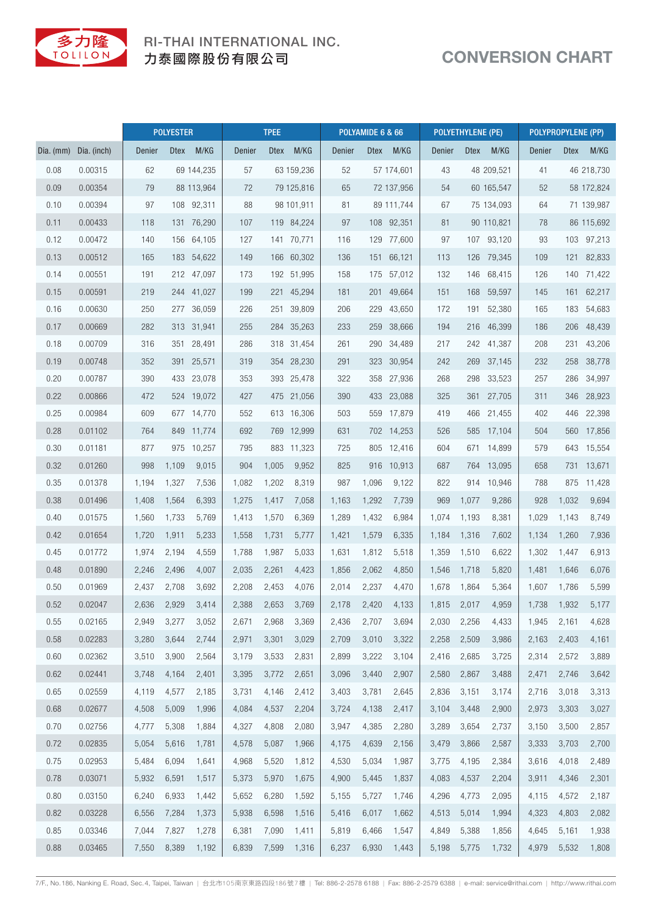# RI-THAI INTERNATIONAL INC.
# 力泰國際股份有限公司

## CONVERSION CHART

| | | POLYESTER | | | TPEE | | | POLYAMIDE 6 & 66 | | | POLYETHYLENE (PE) | | | POLYPROPYLENE (PP) | | |
|---|---|---|---|---|---|---|---|---|---|---|---|---|---|---|---|---|
| Dia. (mm) | Dia. (inch) | Denier | Dtex | M/KG | Denier | Dtex | M/KG | Denier | Dtex | M/KG | Denier | Dtex | M/KG | Denier | Dtex | M/KG |
| 0.08 | 0.00315 | 62 | 69 | 144,235 | 57 | 63 | 159,236 | 52 | 57 | 174,601 | 43 | 48 | 209,521 | 41 | 46 | 218,730 |
| 0.09 | 0.00354 | 79 | 88 | 113,964 | 72 | 79 | 125,816 | 65 | 72 | 137,956 | 54 | 60 | 165,547 | 52 | 58 | 172,824 |
| 0.10 | 0.00394 | 97 | 108 | 92,311 | 88 | 98 | 101,911 | 81 | 89 | 111,744 | 67 | 75 | 134,093 | 64 | 71 | 139,987 |
| 0.11 | 0.00433 | 118 | 131 | 76,290 | 107 | 119 | 84,224 | 97 | 108 | 92,351 | 81 | 90 | 110,821 | 78 | 86 | 115,692 |
| 0.12 | 0.00472 | 140 | 156 | 64,105 | 127 | 141 | 70,771 | 116 | 129 | 77,600 | 97 | 107 | 93,120 | 93 | 103 | 97,213 |
| 0.13 | 0.00512 | 165 | 183 | 54,622 | 149 | 166 | 60,302 | 136 | 151 | 66,121 | 113 | 126 | 79,345 | 109 | 121 | 82,833 |
| 0.14 | 0.00551 | 191 | 212 | 47,097 | 173 | 192 | 51,995 | 158 | 175 | 57,012 | 132 | 146 | 68,415 | 126 | 140 | 71,422 |
| 0.15 | 0.00591 | 219 | 244 | 41,027 | 199 | 221 | 45,294 | 181 | 201 | 49,664 | 151 | 168 | 59,597 | 145 | 161 | 62,217 |
| 0.16 | 0.00630 | 250 | 277 | 36,059 | 226 | 251 | 39,809 | 206 | 229 | 43,650 | 172 | 191 | 52,380 | 165 | 183 | 54,683 |
| 0.17 | 0.00669 | 282 | 313 | 31,941 | 255 | 284 | 35,263 | 233 | 259 | 38,666 | 194 | 216 | 46,399 | 186 | 206 | 48,439 |
| 0.18 | 0.00709 | 316 | 351 | 28,491 | 286 | 318 | 31,454 | 261 | 290 | 34,489 | 217 | 242 | 41,387 | 208 | 231 | 43,206 |
| 0.19 | 0.00748 | 352 | 391 | 25,571 | 319 | 354 | 28,230 | 291 | 323 | 30,954 | 242 | 269 | 37,145 | 232 | 258 | 38,778 |
| 0.20 | 0.00787 | 390 | 433 | 23,078 | 353 | 393 | 25,478 | 322 | 358 | 27,936 | 268 | 298 | 33,523 | 257 | 286 | 34,997 |
| 0.22 | 0.00866 | 472 | 524 | 19,072 | 427 | 475 | 21,056 | 390 | 433 | 23,088 | 325 | 361 | 27,705 | 311 | 346 | 28,923 |
| 0.25 | 0.00984 | 609 | 677 | 14,770 | 552 | 613 | 16,306 | 503 | 559 | 17,879 | 419 | 466 | 21,455 | 402 | 446 | 22,398 |
| 0.28 | 0.01102 | 764 | 849 | 11,774 | 692 | 769 | 12,999 | 631 | 702 | 14,253 | 526 | 585 | 17,104 | 504 | 560 | 17,856 |
| 0.30 | 0.01181 | 877 | 975 | 10,257 | 795 | 883 | 11,323 | 725 | 805 | 12,416 | 604 | 671 | 14,899 | 579 | 643 | 15,554 |
| 0.32 | 0.01260 | 998 | 1,109 | 9,015 | 904 | 1,005 | 9,952 | 825 | 916 | 10,913 | 687 | 764 | 13,095 | 658 | 731 | 13,671 |
| 0.35 | 0.01378 | 1,194 | 1,327 | 7,536 | 1,082 | 1,202 | 8,319 | 987 | 1,096 | 9,122 | 822 | 914 | 10,946 | 788 | 875 | 11,428 |
| 0.38 | 0.01496 | 1,408 | 1,564 | 6,393 | 1,275 | 1,417 | 7,058 | 1,163 | 1,292 | 7,739 | 969 | 1,077 | 9,286 | 928 | 1,032 | 9,694 |
| 0.40 | 0.01575 | 1,560 | 1,733 | 5,769 | 1,413 | 1,570 | 6,369 | 1,289 | 1,432 | 6,984 | 1,074 | 1,193 | 8,381 | 1,029 | 1,143 | 8,749 |
| 0.42 | 0.01654 | 1,720 | 1,911 | 5,233 | 1,558 | 1,731 | 5,777 | 1,421 | 1,579 | 6,335 | 1,184 | 1,316 | 7,602 | 1,134 | 1,260 | 7,936 |
| 0.45 | 0.01772 | 1,974 | 2,194 | 4,559 | 1,788 | 1,987 | 5,033 | 1,631 | 1,812 | 5,518 | 1,359 | 1,510 | 6,622 | 1,302 | 1,447 | 6,913 |
| 0.48 | 0.01890 | 2,246 | 2,496 | 4,007 | 2,035 | 2,261 | 4,423 | 1,856 | 2,062 | 4,850 | 1,546 | 1,718 | 5,820 | 1,481 | 1,646 | 6,076 |
| 0.50 | 0.01969 | 2,437 | 2,708 | 3,692 | 2,208 | 2,453 | 4,076 | 2,014 | 2,237 | 4,470 | 1,678 | 1,864 | 5,364 | 1,607 | 1,786 | 5,599 |
| 0.52 | 0.02047 | 2,636 | 2,929 | 3,414 | 2,388 | 2,653 | 3,769 | 2,178 | 2,420 | 4,133 | 1,815 | 2,017 | 4,959 | 1,738 | 1,932 | 5,177 |
| 0.55 | 0.02165 | 2,949 | 3,277 | 3,052 | 2,671 | 2,968 | 3,369 | 2,436 | 2,707 | 3,694 | 2,030 | 2,256 | 4,433 | 1,945 | 2,161 | 4,628 |
| 0.58 | 0.02283 | 3,280 | 3,644 | 2,744 | 2,971 | 3,301 | 3,029 | 2,709 | 3,010 | 3,322 | 2,258 | 2,509 | 3,986 | 2,163 | 2,403 | 4,161 |
| 0.60 | 0.02362 | 3,510 | 3,900 | 2,564 | 3,179 | 3,533 | 2,831 | 2,899 | 3,222 | 3,104 | 2,416 | 2,685 | 3,725 | 2,314 | 2,572 | 3,889 |
| 0.62 | 0.02441 | 3,748 | 4,164 | 2,401 | 3,395 | 3,772 | 2,651 | 3,096 | 3,440 | 2,907 | 2,580 | 2,867 | 3,488 | 2,471 | 2,746 | 3,642 |
| 0.65 | 0.02559 | 4,119 | 4,577 | 2,185 | 3,731 | 4,146 | 2,412 | 3,403 | 3,781 | 2,645 | 2,836 | 3,151 | 3,174 | 2,716 | 3,018 | 3,313 |
| 0.68 | 0.02677 | 4,508 | 5,009 | 1,996 | 4,084 | 4,537 | 2,204 | 3,724 | 4,138 | 2,417 | 3,104 | 3,448 | 2,900 | 2,973 | 3,303 | 3,027 |
| 0.70 | 0.02756 | 4,777 | 5,308 | 1,884 | 4,327 | 4,808 | 2,080 | 3,947 | 4,385 | 2,280 | 3,289 | 3,654 | 2,737 | 3,150 | 3,500 | 2,857 |
| 0.72 | 0.02835 | 5,054 | 5,616 | 1,781 | 4,578 | 5,087 | 1,966 | 4,175 | 4,639 | 2,156 | 3,479 | 3,866 | 2,587 | 3,333 | 3,703 | 2,700 |
| 0.75 | 0.02953 | 5,484 | 6,094 | 1,641 | 4,968 | 5,520 | 1,812 | 4,530 | 5,034 | 1,987 | 3,775 | 4,195 | 2,384 | 3,616 | 4,018 | 2,489 |
| 0.78 | 0.03071 | 5,932 | 6,591 | 1,517 | 5,373 | 5,970 | 1,675 | 4,900 | 5,445 | 1,837 | 4,083 | 4,537 | 2,204 | 3,911 | 4,346 | 2,301 |
| 0.80 | 0.03150 | 6,240 | 6,933 | 1,442 | 5,652 | 6,280 | 1,592 | 5,155 | 5,727 | 1,746 | 4,296 | 4,773 | 2,095 | 4,115 | 4,572 | 2,187 |
| 0.82 | 0.03228 | 6,556 | 7,284 | 1,373 | 5,938 | 6,598 | 1,516 | 5,416 | 6,017 | 1,662 | 4,513 | 5,014 | 1,994 | 4,323 | 4,803 | 2,082 |
| 0.85 | 0.03346 | 7,044 | 7,827 | 1,278 | 6,381 | 7,090 | 1,411 | 5,819 | 6,466 | 1,547 | 4,849 | 5,388 | 1,856 | 4,645 | 5,161 | 1,938 |
| 0.88 | 0.03465 | 7,550 | 8,389 | 1,192 | 6,839 | 7,599 | 1,316 | 6,237 | 6,930 | 1,443 | 5,198 | 5,775 | 1,732 | 4,979 | 5,532 | 1,808 |

7/F., No.186, Nanking E. Road, Sec.4, Taipei, Taiwan | 台北市105南京東路四段186號7樓 | Tel: 886-2-2578 6188 | Fax: 886-2-2579 6388 | e-mail: service@rithai.com | http://www.rithai.com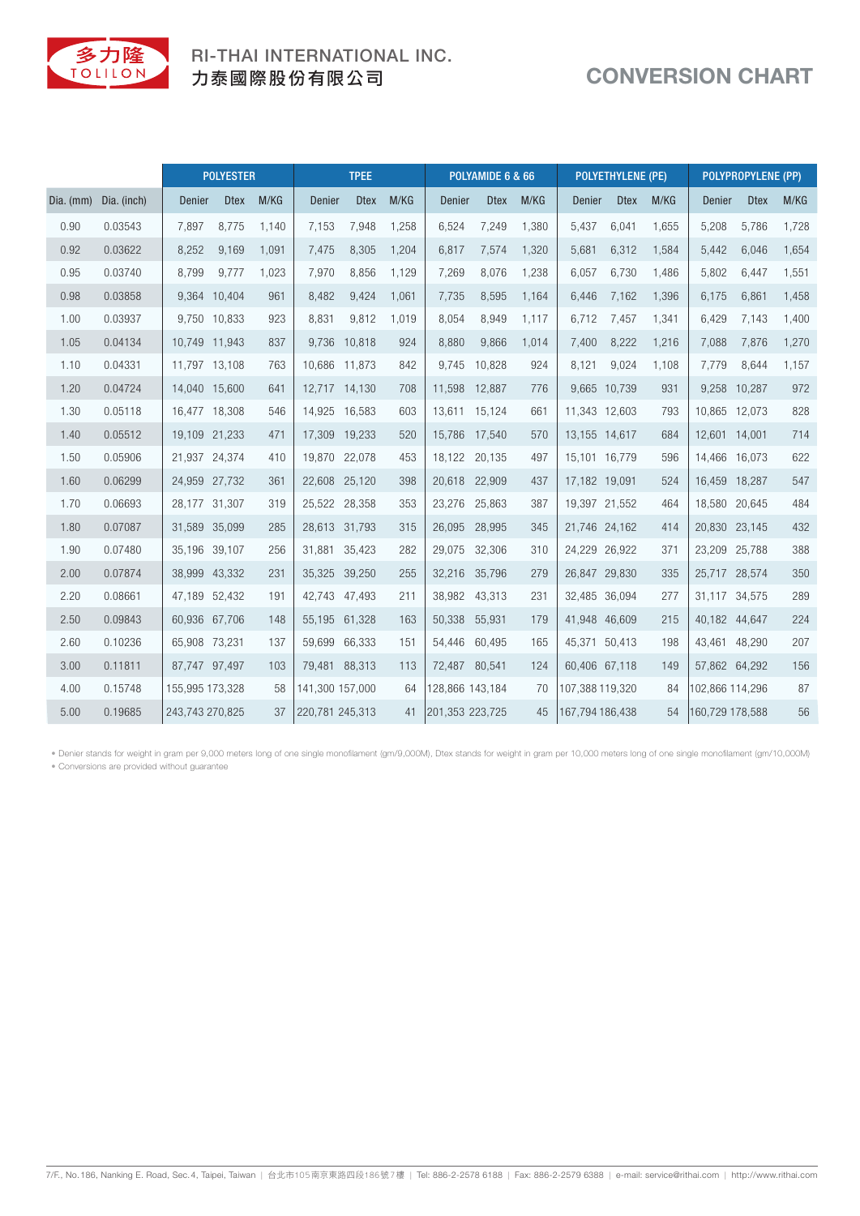多力隆 TOLILON

RI-THAI INTERNATIONAL INC.
力泰國際股份有限公司

# CONVERSION CHART

| | | POLYESTER | | | TPEE | | | POLYAMIDE 6 & 66 | | | POLYETHYLENE (PE) | | | POLYPROPYLENE (PP) | | |
|---|---|---|---|---|---|---|---|---|---|---|---|---|---|---|---|---|
| Dia. (mm) | Dia. (inch) | Denier | Dtex | M/KG | Denier | Dtex | M/KG | Denier | Dtex | M/KG | Denier | Dtex | M/KG | Denier | Dtex | M/KG |
| 0.90 | 0.03543 | 7,897 | 8,775 | 1,140 | 7,153 | 7,948 | 1,258 | 6,524 | 7,249 | 1,380 | 5,437 | 6,041 | 1,655 | 5,208 | 5,786 | 1,728 |
| 0.92 | 0.03622 | 8,252 | 9,169 | 1,091 | 7,475 | 8,305 | 1,204 | 6,817 | 7,574 | 1,320 | 5,681 | 6,312 | 1,584 | 5,442 | 6,046 | 1,654 |
| 0.95 | 0.03740 | 8,799 | 9,777 | 1,023 | 7,970 | 8,856 | 1,129 | 7,269 | 8,076 | 1,238 | 6,057 | 6,730 | 1,486 | 5,802 | 6,447 | 1,551 |
| 0.98 | 0.03858 | 9,364 | 10,404 | 961 | 8,482 | 9,424 | 1,061 | 7,735 | 8,595 | 1,164 | 6,446 | 7,162 | 1,396 | 6,175 | 6,861 | 1,458 |
| 1.00 | 0.03937 | 9,750 | 10,833 | 923 | 8,831 | 9,812 | 1,019 | 8,054 | 8,949 | 1,117 | 6,712 | 7,457 | 1,341 | 6,429 | 7,143 | 1,400 |
| 1.05 | 0.04134 | 10,749 | 11,943 | 837 | 9,736 | 10,818 | 924 | 8,880 | 9,866 | 1,014 | 7,400 | 8,222 | 1,216 | 7,088 | 7,876 | 1,270 |
| 1.10 | 0.04331 | 11,797 | 13,108 | 763 | 10,686 | 11,873 | 842 | 9,745 | 10,828 | 924 | 8,121 | 9,024 | 1,108 | 7,779 | 8,644 | 1,157 |
| 1.20 | 0.04724 | 14,040 | 15,600 | 641 | 12,717 | 14,130 | 708 | 11,598 | 12,887 | 776 | 9,665 | 10,739 | 931 | 9,258 | 10,287 | 972 |
| 1.30 | 0.05118 | 16,477 | 18,308 | 546 | 14,925 | 16,583 | 603 | 13,611 | 15,124 | 661 | 11,343 | 12,603 | 793 | 10,865 | 12,073 | 828 |
| 1.40 | 0.05512 | 19,109 | 21,233 | 471 | 17,309 | 19,233 | 520 | 15,786 | 17,540 | 570 | 13,155 | 14,617 | 684 | 12,601 | 14,001 | 714 |
| 1.50 | 0.05906 | 21,937 | 24,374 | 410 | 19,870 | 22,078 | 453 | 18,122 | 20,135 | 497 | 15,101 | 16,779 | 596 | 14,466 | 16,073 | 622 |
| 1.60 | 0.06299 | 24,959 | 27,732 | 361 | 22,608 | 25,120 | 398 | 20,618 | 22,909 | 437 | 17,182 | 19,091 | 524 | 16,459 | 18,287 | 547 |
| 1.70 | 0.06693 | 28,177 | 31,307 | 319 | 25,522 | 28,358 | 353 | 23,276 | 25,863 | 387 | 19,397 | 21,552 | 464 | 18,580 | 20,645 | 484 |
| 1.80 | 0.07087 | 31,589 | 35,099 | 285 | 28,613 | 31,793 | 315 | 26,095 | 28,995 | 345 | 21,746 | 24,162 | 414 | 20,830 | 23,145 | 432 |
| 1.90 | 0.07480 | 35,196 | 39,107 | 256 | 31,881 | 35,423 | 282 | 29,075 | 32,306 | 310 | 24,229 | 26,922 | 371 | 23,209 | 25,788 | 388 |
| 2.00 | 0.07874 | 38,999 | 43,332 | 231 | 35,325 | 39,250 | 255 | 32,216 | 35,796 | 279 | 26,847 | 29,830 | 335 | 25,717 | 28,574 | 350 |
| 2.20 | 0.08661 | 47,189 | 52,432 | 191 | 42,743 | 47,493 | 211 | 38,982 | 43,313 | 231 | 32,485 | 36,094 | 277 | 31,117 | 34,575 | 289 |
| 2.50 | 0.09843 | 60,936 | 67,706 | 148 | 55,195 | 61,328 | 163 | 50,338 | 55,931 | 179 | 41,948 | 46,609 | 215 | 40,182 | 44,647 | 224 |
| 2.60 | 0.10236 | 65,908 | 73,231 | 137 | 59,699 | 66,333 | 151 | 54,446 | 60,495 | 165 | 45,371 | 50,413 | 198 | 43,461 | 48,290 | 207 |
| 3.00 | 0.11811 | 87,747 | 97,497 | 103 | 79,481 | 88,313 | 113 | 72,487 | 80,541 | 124 | 60,406 | 67,118 | 149 | 57,862 | 64,292 | 156 |
| 4.00 | 0.15748 | 155,995 | 173,328 | 58 | 141,300 | 157,000 | 64 | 128,866 | 143,184 | 70 | 107,388 | 119,320 | 84 | 102,866 | 114,296 | 87 |
| 5.00 | 0.19685 | 243,743 | 270,825 | 37 | 220,781 | 245,313 | 41 | 201,353 | 223,725 | 45 | 167,794 | 186,438 | 54 | 160,729 | 178,588 | 56 |

- Denier stands for weight in gram per 9,000 meters long of one single monofilament (gm/9,000M), Dtex stands for weight in gram per 10,000 meters long of one single monofilament (gm/10,000M)
- Conversions are provided without guarantee

7/F., No.186, Nanking E. Road, Sec.4, Taipei, Taiwan | 台北市105南京東路四段186號7樓 | Tel: 886-2-2578 6188 | Fax: 886-2-2579 6388 | e-mail: service@rithai.com | http://www.rithai.com